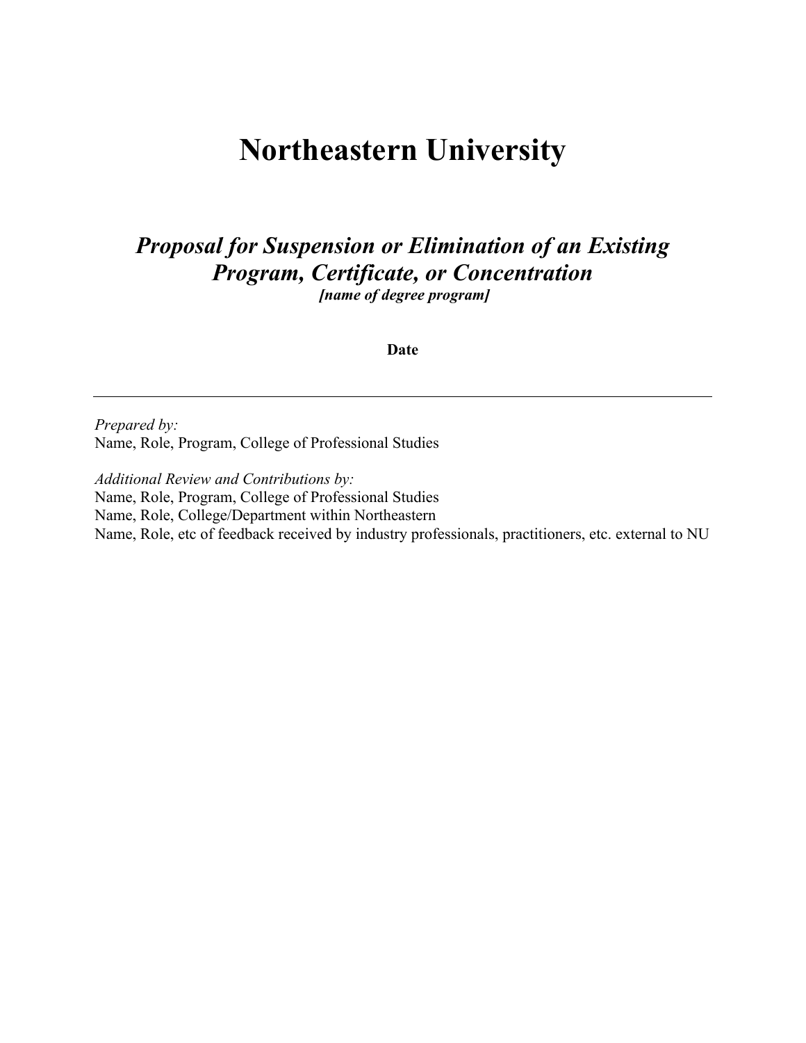# Northeastern University

## *Proposal for Suspension or Elimination of an Existing Program, Certificate, or Concentration*

***[name of degree program]***

**Date**

---

*Prepared by:*
Name, Role, Program, College of Professional Studies

*Additional Review and Contributions by:*
Name, Role, Program, College of Professional Studies
Name, Role, College/Department within Northeastern
Name, Role, etc of feedback received by industry professionals, practitioners, etc. external to NU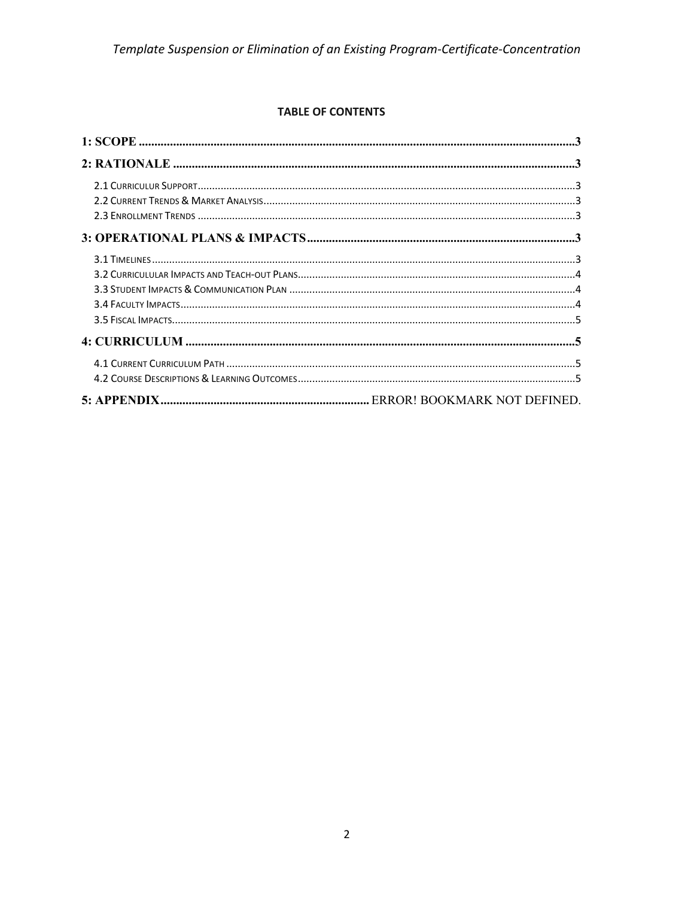**TABLE OF CONTENTS**

1: SCOPE ....................................................................................................................................3

2: RATIONALE ............................................................................................................................3

- 2.1 CURRICULUR SUPPORT .................................................................................................................3
- 2.2 CURRENT TRENDS & MARKET ANALYSIS .........................................................................................3
- 2.3 ENROLLMENT TRENDS .................................................................................................................3

3: OPERATIONAL PLANS & IMPACTS ......................................................................................3

- 3.1 TIMELINES .................................................................................................................................3
- 3.2 CURRICULULAR IMPACTS AND TEACH-OUT PLANS ..........................................................................4
- 3.3 STUDENT IMPACTS & COMMUNICATION PLAN ................................................................................4
- 3.4 FACULTY IMPACTS .......................................................................................................................4
- 3.5 FISCAL IMPACTS ..........................................................................................................................5

4: CURRICULUM .........................................................................................................................5

- 4.1 CURRENT CURRICULUM PATH .......................................................................................................5
- 4.2 COURSE DESCRIPTIONS & LEARNING OUTCOMES ...........................................................................5

5: APPENDIX .................................................................... ERROR! BOOKMARK NOT DEFINED.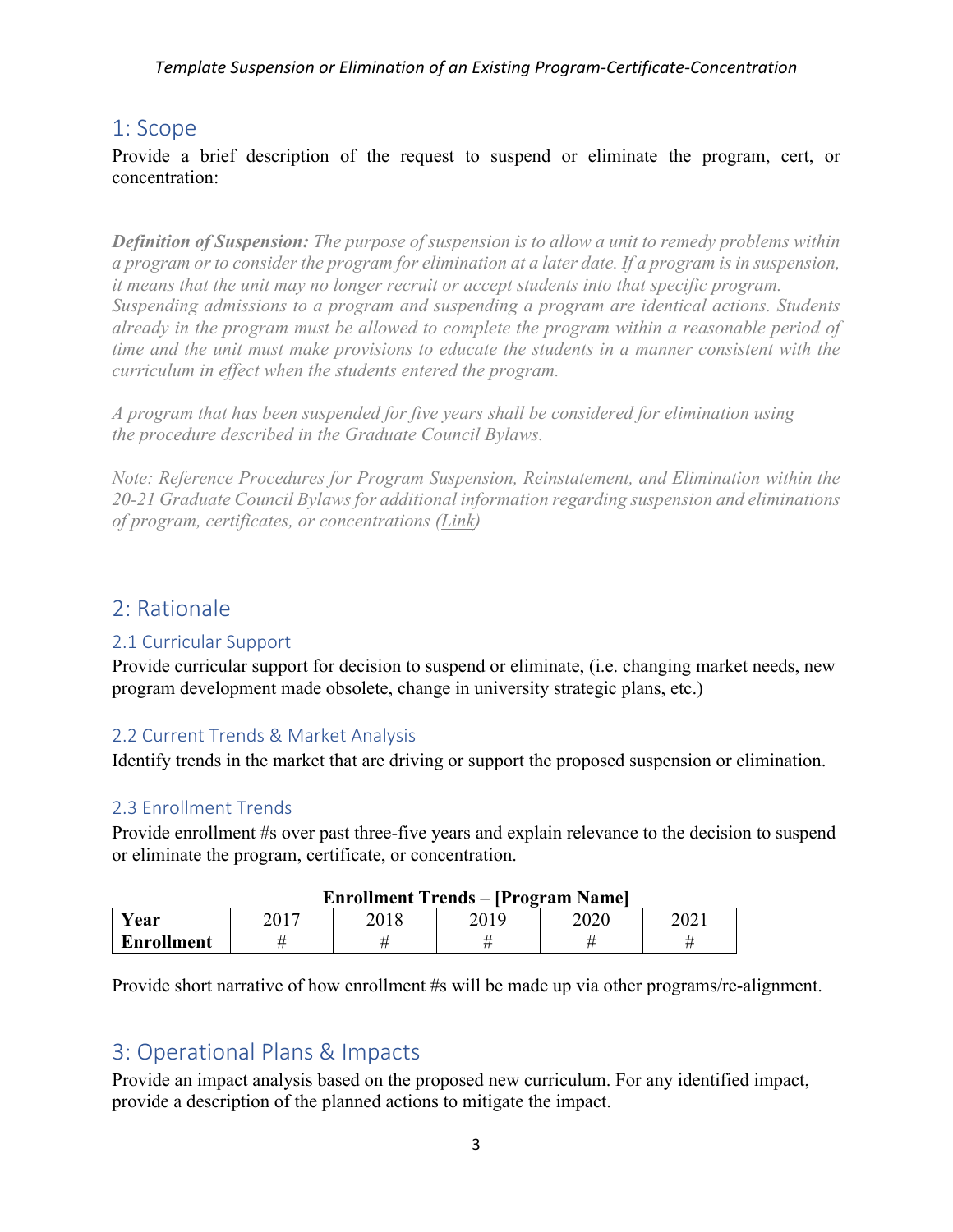## 1: Scope

Provide a brief description of the request to suspend or eliminate the program, cert, or concentration:

***Definition of Suspension:*** *The purpose of suspension is to allow a unit to remedy problems within a program or to consider the program for elimination at a later date. If a program is in suspension, it means that the unit may no longer recruit or accept students into that specific program. Suspending admissions to a program and suspending a program are identical actions. Students already in the program must be allowed to complete the program within a reasonable period of time and the unit must make provisions to educate the students in a manner consistent with the curriculum in effect when the students entered the program.*

*A program that has been suspended for five years shall be considered for elimination using the procedure described in the Graduate Council Bylaws.*

*Note: Reference Procedures for Program Suspension, Reinstatement, and Elimination within the 20-21 Graduate Council Bylaws for additional information regarding suspension and eliminations of program, certificates, or concentrations (Link)*

## 2: Rationale

### 2.1 Curricular Support

Provide curricular support for decision to suspend or eliminate, (i.e. changing market needs, new program development made obsolete, change in university strategic plans, etc.)

### 2.2 Current Trends & Market Analysis

Identify trends in the market that are driving or support the proposed suspension or elimination.

### 2.3 Enrollment Trends

Provide enrollment #s over past three-five years and explain relevance to the decision to suspend or eliminate the program, certificate, or concentration.

**Enrollment Trends – [Program Name]**

| **Year** | 2017 | 2018 | 2019 | 2020 | 2021 |
|---|---|---|---|---|---|
| **Enrollment** | # | # | # | # | # |

Provide short narrative of how enrollment #s will be made up via other programs/re-alignment.

## 3: Operational Plans & Impacts

Provide an impact analysis based on the proposed new curriculum. For any identified impact, provide a description of the planned actions to mitigate the impact.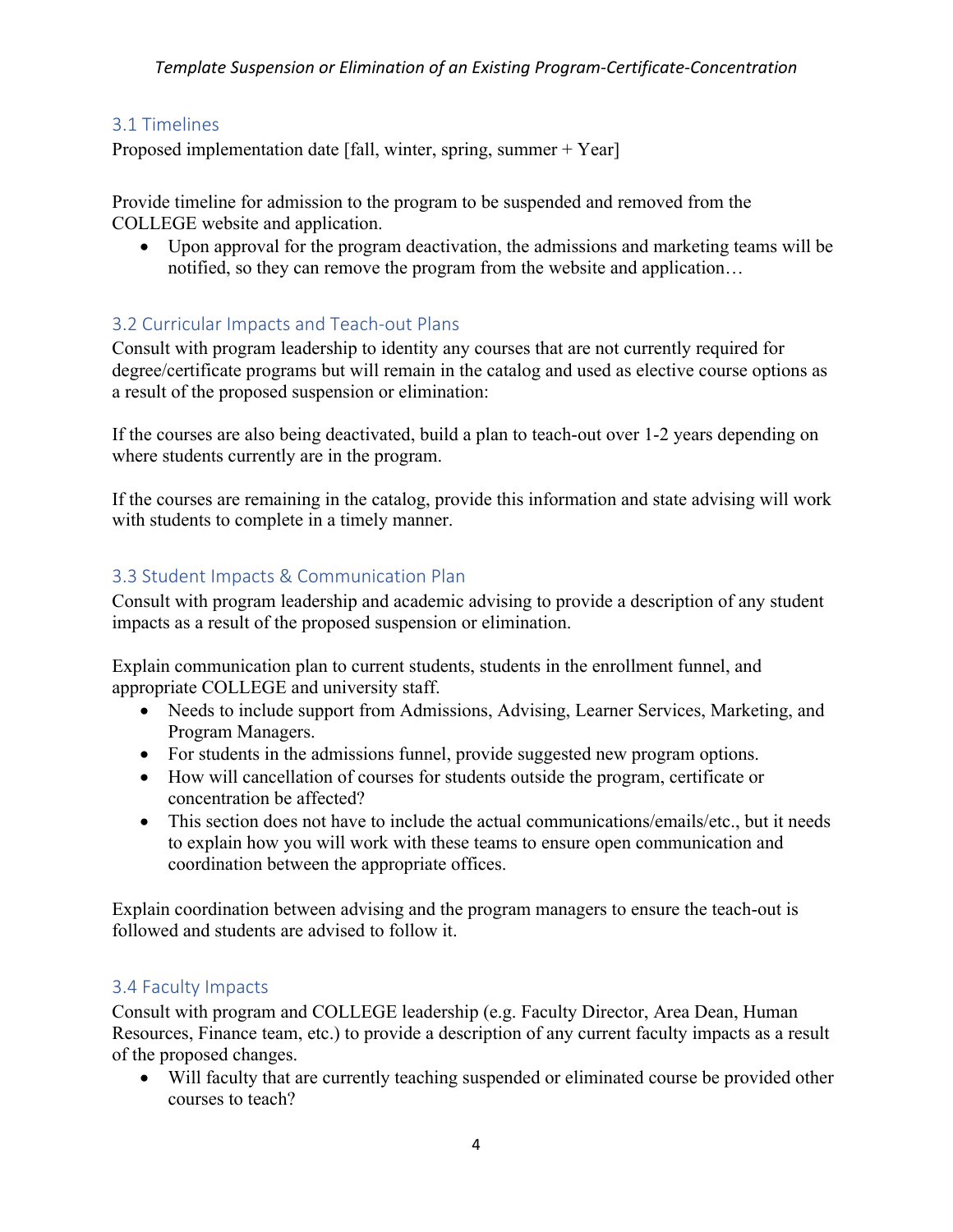### 3.1 Timelines

Proposed implementation date [fall, winter, spring, summer + Year]

Provide timeline for admission to the program to be suspended and removed from the COLLEGE website and application.

- Upon approval for the program deactivation, the admissions and marketing teams will be notified, so they can remove the program from the website and application…

### 3.2 Curricular Impacts and Teach-out Plans

Consult with program leadership to identity any courses that are not currently required for degree/certificate programs but will remain in the catalog and used as elective course options as a result of the proposed suspension or elimination:

If the courses are also being deactivated, build a plan to teach-out over 1-2 years depending on where students currently are in the program.

If the courses are remaining in the catalog, provide this information and state advising will work with students to complete in a timely manner.

### 3.3 Student Impacts & Communication Plan

Consult with program leadership and academic advising to provide a description of any student impacts as a result of the proposed suspension or elimination.

Explain communication plan to current students, students in the enrollment funnel, and appropriate COLLEGE and university staff.

- Needs to include support from Admissions, Advising, Learner Services, Marketing, and Program Managers.
- For students in the admissions funnel, provide suggested new program options.
- How will cancellation of courses for students outside the program, certificate or concentration be affected?
- This section does not have to include the actual communications/emails/etc., but it needs to explain how you will work with these teams to ensure open communication and coordination between the appropriate offices.

Explain coordination between advising and the program managers to ensure the teach-out is followed and students are advised to follow it.

### 3.4 Faculty Impacts

Consult with program and COLLEGE leadership (e.g. Faculty Director, Area Dean, Human Resources, Finance team, etc.) to provide a description of any current faculty impacts as a result of the proposed changes.

- Will faculty that are currently teaching suspended or eliminated course be provided other courses to teach?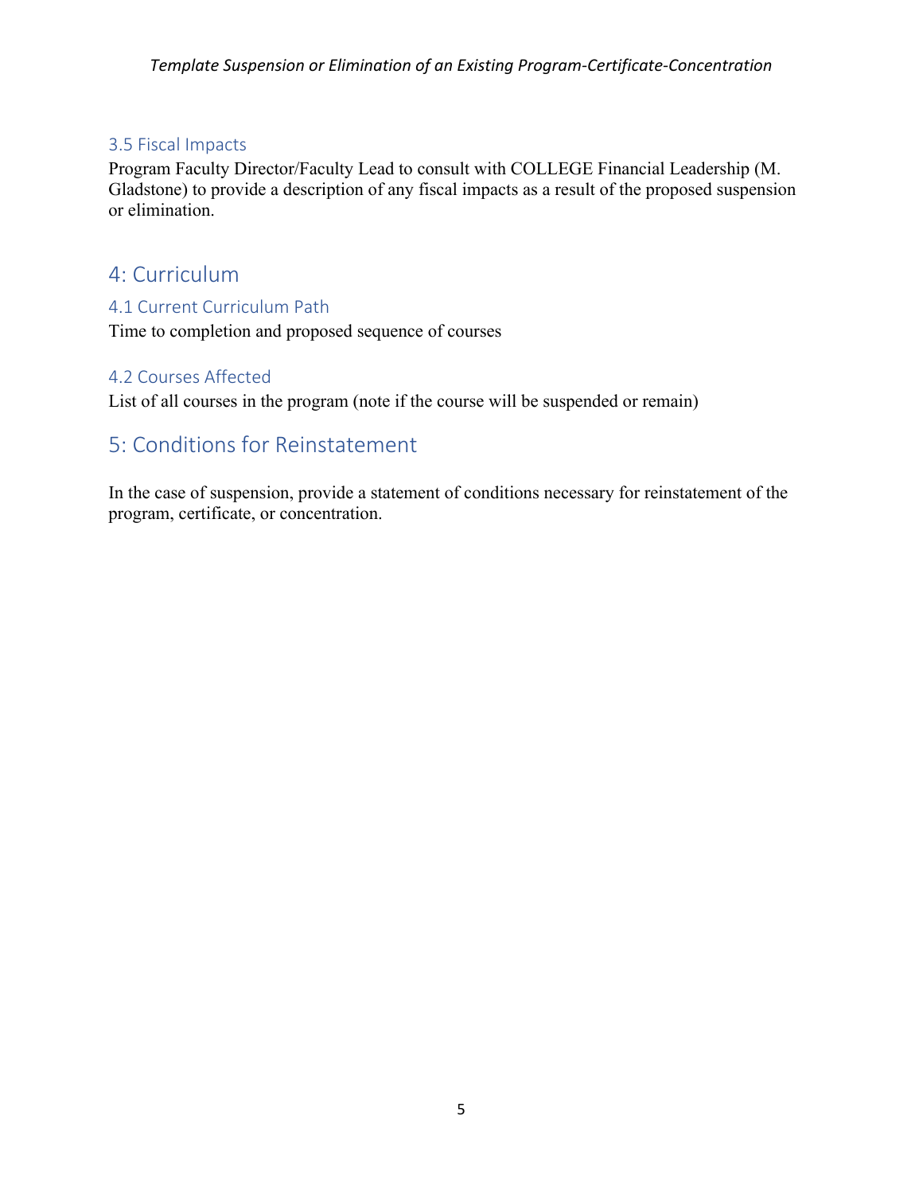### 3.5 Fiscal Impacts

Program Faculty Director/Faculty Lead to consult with COLLEGE Financial Leadership (M. Gladstone) to provide a description of any fiscal impacts as a result of the proposed suspension or elimination.

## 4: Curriculum

### 4.1 Current Curriculum Path

Time to completion and proposed sequence of courses

### 4.2 Courses Affected

List of all courses in the program (note if the course will be suspended or remain)

## 5: Conditions for Reinstatement

In the case of suspension, provide a statement of conditions necessary for reinstatement of the program, certificate, or concentration.